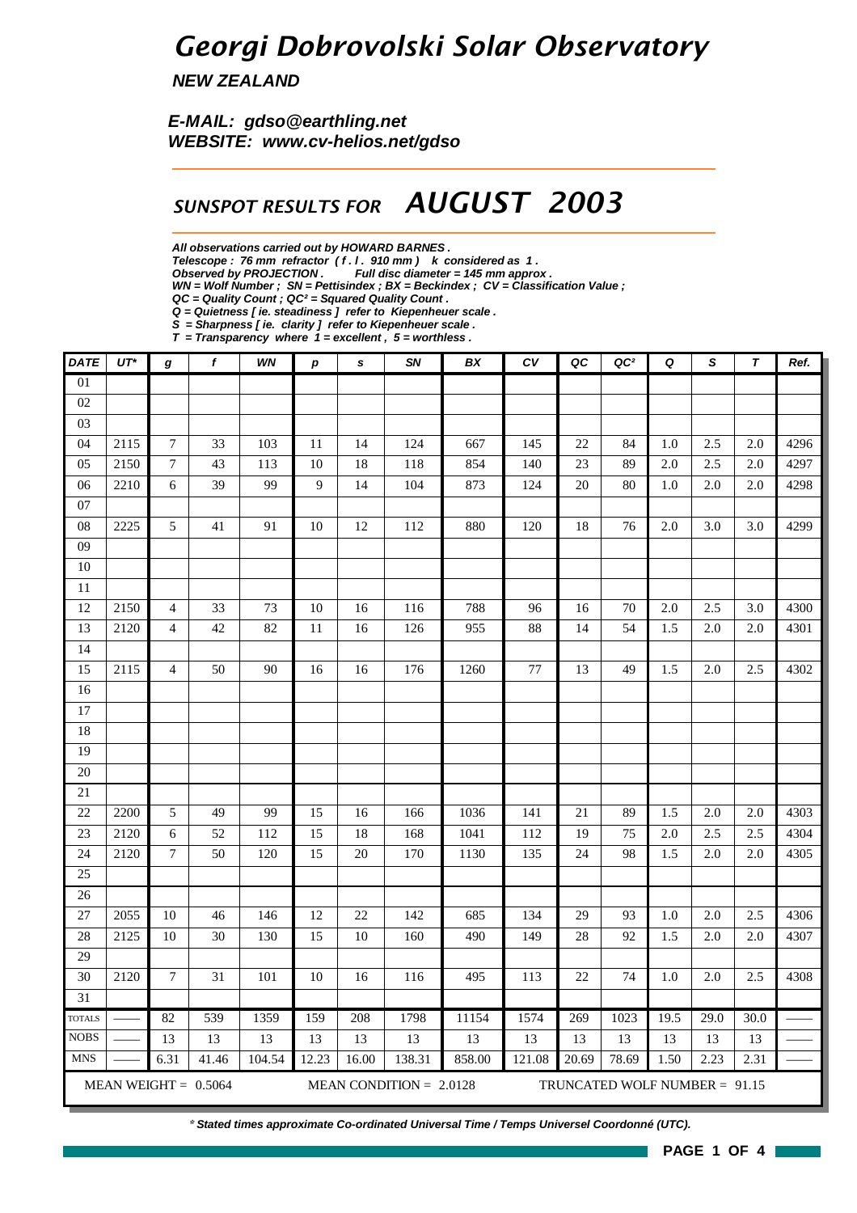# Georgi Dobrovolski Solar Observatory

**NEW ZEALAND**

**E-MAIL: gdso@earthling.net**
**WEBSITE: www.cv-helios.net/gdso**

## SUNSPOT RESULTS FOR AUGUST 2003

*All observations carried out by HOWARD BARNES .*
*Telescope : 76 mm refractor ( f . l . 910 mm ) k considered as 1 .*
*Observed by PROJECTION . Full disc diameter = 145 mm approx .*
*WN = Wolf Number ; SN = Pettisindex ; BX = Beckindex ; CV = Classification Value ;*
*QC = Quality Count ; QC² = Squared Quality Count .*
*Q = Quietness [ ie. steadiness ] refer to Kiepenheuer scale .*
*S = Sharpness [ ie. clarity ] refer to Kiepenheuer scale .*
*T = Transparency where 1 = excellent , 5 = worthless .*

| DATE | UT* | g | f | WN | p | s | SN | BX | CV | QC | QC² | Q | S | T | Ref. |
|---|---|---|---|---|---|---|---|---|---|---|---|---|---|---|---|
| 01 | | | | | | | | | | | | | | | |
| 02 | | | | | | | | | | | | | | | |
| 03 | | | | | | | | | | | | | | | |
| 04 | 2115 | 7 | 33 | 103 | 11 | 14 | 124 | 667 | 145 | 22 | 84 | 1.0 | 2.5 | 2.0 | 4296 |
| 05 | 2150 | 7 | 43 | 113 | 10 | 18 | 118 | 854 | 140 | 23 | 89 | 2.0 | 2.5 | 2.0 | 4297 |
| 06 | 2210 | 6 | 39 | 99 | 9 | 14 | 104 | 873 | 124 | 20 | 80 | 1.0 | 2.0 | 2.0 | 4298 |
| 07 | | | | | | | | | | | | | | | |
| 08 | 2225 | 5 | 41 | 91 | 10 | 12 | 112 | 880 | 120 | 18 | 76 | 2.0 | 3.0 | 3.0 | 4299 |
| 09 | | | | | | | | | | | | | | | |
| 10 | | | | | | | | | | | | | | | |
| 11 | | | | | | | | | | | | | | | |
| 12 | 2150 | 4 | 33 | 73 | 10 | 16 | 116 | 788 | 96 | 16 | 70 | 2.0 | 2.5 | 3.0 | 4300 |
| 13 | 2120 | 4 | 42 | 82 | 11 | 16 | 126 | 955 | 88 | 14 | 54 | 1.5 | 2.0 | 2.0 | 4301 |
| 14 | | | | | | | | | | | | | | | |
| 15 | 2115 | 4 | 50 | 90 | 16 | 16 | 176 | 1260 | 77 | 13 | 49 | 1.5 | 2.0 | 2.5 | 4302 |
| 16 | | | | | | | | | | | | | | | |
| 17 | | | | | | | | | | | | | | | |
| 18 | | | | | | | | | | | | | | | |
| 19 | | | | | | | | | | | | | | | |
| 20 | | | | | | | | | | | | | | | |
| 21 | | | | | | | | | | | | | | | |
| 22 | 2200 | 5 | 49 | 99 | 15 | 16 | 166 | 1036 | 141 | 21 | 89 | 1.5 | 2.0 | 2.0 | 4303 |
| 23 | 2120 | 6 | 52 | 112 | 15 | 18 | 168 | 1041 | 112 | 19 | 75 | 2.0 | 2.5 | 2.5 | 4304 |
| 24 | 2120 | 7 | 50 | 120 | 15 | 20 | 170 | 1130 | 135 | 24 | 98 | 1.5 | 2.0 | 2.0 | 4305 |
| 25 | | | | | | | | | | | | | | | |
| 26 | | | | | | | | | | | | | | | |
| 27 | 2055 | 10 | 46 | 146 | 12 | 22 | 142 | 685 | 134 | 29 | 93 | 1.0 | 2.0 | 2.5 | 4306 |
| 28 | 2125 | 10 | 30 | 130 | 15 | 10 | 160 | 490 | 149 | 28 | 92 | 1.5 | 2.0 | 2.0 | 4307 |
| 29 | | | | | | | | | | | | | | | |
| 30 | 2120 | 7 | 31 | 101 | 10 | 16 | 116 | 495 | 113 | 22 | 74 | 1.0 | 2.0 | 2.5 | 4308 |
| 31 | | | | | | | | | | | | | | | |
| TOTALS | —— | 82 | 539 | 1359 | 159 | 208 | 1798 | 11154 | 1574 | 269 | 1023 | 19.5 | 29.0 | 30.0 | —— |
| NOBS | —— | 13 | 13 | 13 | 13 | 13 | 13 | 13 | 13 | 13 | 13 | 13 | 13 | 13 | —— |
| MNS | —— | 6.31 | 41.46 | 104.54 | 12.23 | 16.00 | 138.31 | 858.00 | 121.08 | 20.69 | 78.69 | 1.50 | 2.23 | 2.31 | —— |

MEAN WEIGHT = 0.5064    MEAN CONDITION = 2.0128    TRUNCATED WOLF NUMBER = 91.15

*\* Stated times approximate Co-ordinated Universal Time / Temps Universel Coordonné (UTC).*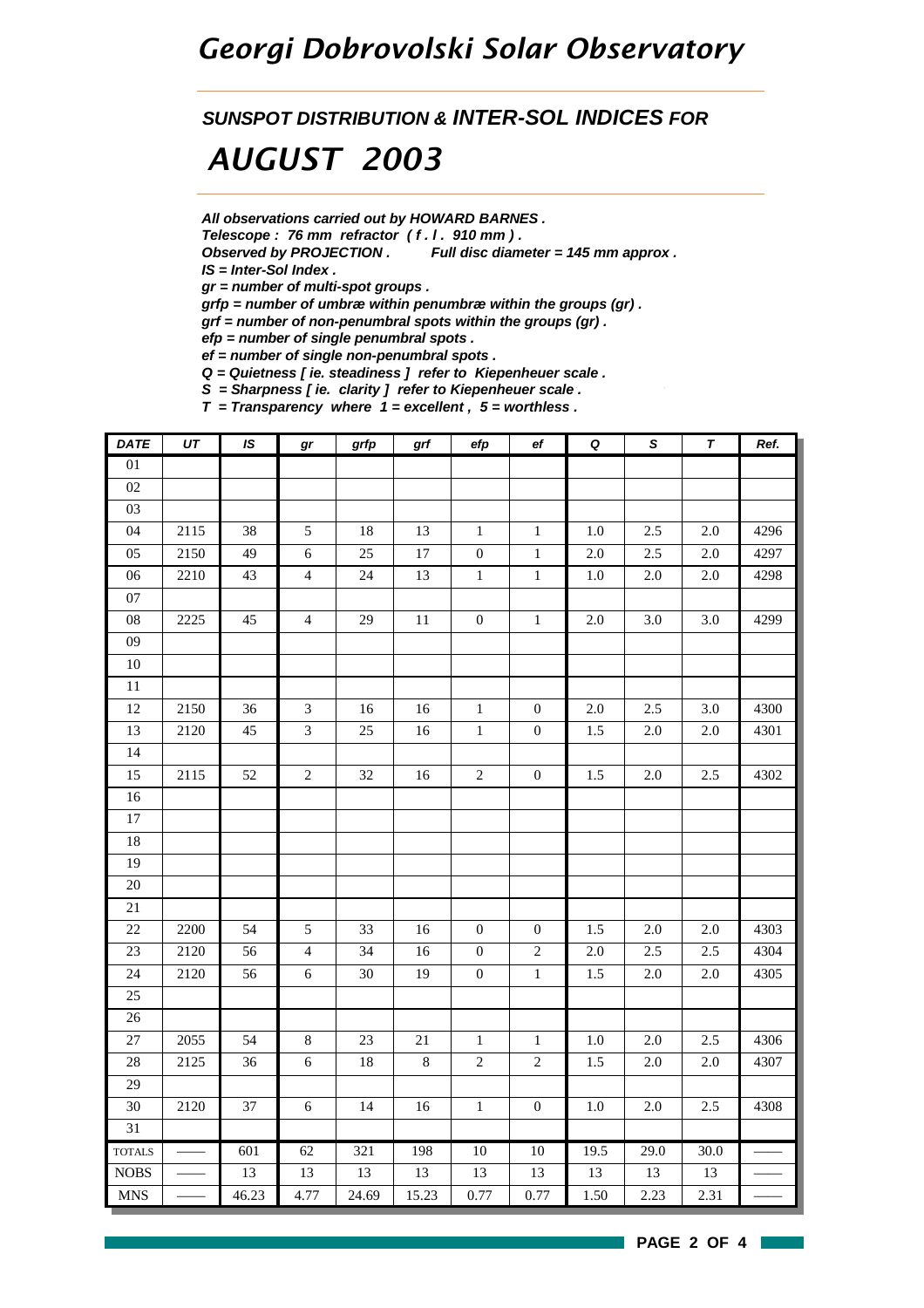# Georgi Dobrovolski Solar Observatory

## *SUNSPOT DISTRIBUTION & INTER-SOL INDICES FOR*

# *AUGUST 2003*

***All observations carried out by HOWARD BARNES .***
***Telescope : 76 mm refractor ( f . l . 910 mm ) .***
***Observed by PROJECTION . Full disc diameter = 145 mm approx .***
***IS = Inter-Sol Index .***
***gr = number of multi-spot groups .***
***grfp = number of umbræ within penumbræ within the groups (gr) .***
***grf = number of non-penumbral spots within the groups (gr) .***
***efp = number of single penumbral spots .***
***ef = number of single non-penumbral spots .***
***Q = Quietness [ ie. steadiness ] refer to Kiepenheuer scale .***
***S = Sharpness [ ie. clarity ] refer to Kiepenheuer scale .***
***T = Transparency where 1 = excellent , 5 = worthless .***

| DATE | UT | IS | gr | grfp | grf | efp | ef | Q | S | T | Ref. |
|---|---|---|---|---|---|---|---|---|---|---|---|
| 01 | | | | | | | | | | | |
| 02 | | | | | | | | | | | |
| 03 | | | | | | | | | | | |
| 04 | 2115 | 38 | 5 | 18 | 13 | 1 | 1 | 1.0 | 2.5 | 2.0 | 4296 |
| 05 | 2150 | 49 | 6 | 25 | 17 | 0 | 1 | 2.0 | 2.5 | 2.0 | 4297 |
| 06 | 2210 | 43 | 4 | 24 | 13 | 1 | 1 | 1.0 | 2.0 | 2.0 | 4298 |
| 07 | | | | | | | | | | | |
| 08 | 2225 | 45 | 4 | 29 | 11 | 0 | 1 | 2.0 | 3.0 | 3.0 | 4299 |
| 09 | | | | | | | | | | | |
| 10 | | | | | | | | | | | |
| 11 | | | | | | | | | | | |
| 12 | 2150 | 36 | 3 | 16 | 16 | 1 | 0 | 2.0 | 2.5 | 3.0 | 4300 |
| 13 | 2120 | 45 | 3 | 25 | 16 | 1 | 0 | 1.5 | 2.0 | 2.0 | 4301 |
| 14 | | | | | | | | | | | |
| 15 | 2115 | 52 | 2 | 32 | 16 | 2 | 0 | 1.5 | 2.0 | 2.5 | 4302 |
| 16 | | | | | | | | | | | |
| 17 | | | | | | | | | | | |
| 18 | | | | | | | | | | | |
| 19 | | | | | | | | | | | |
| 20 | | | | | | | | | | | |
| 21 | | | | | | | | | | | |
| 22 | 2200 | 54 | 5 | 33 | 16 | 0 | 0 | 1.5 | 2.0 | 2.0 | 4303 |
| 23 | 2120 | 56 | 4 | 34 | 16 | 0 | 2 | 2.0 | 2.5 | 2.5 | 4304 |
| 24 | 2120 | 56 | 6 | 30 | 19 | 0 | 1 | 1.5 | 2.0 | 2.0 | 4305 |
| 25 | | | | | | | | | | | |
| 26 | | | | | | | | | | | |
| 27 | 2055 | 54 | 8 | 23 | 21 | 1 | 1 | 1.0 | 2.0 | 2.5 | 4306 |
| 28 | 2125 | 36 | 6 | 18 | 8 | 2 | 2 | 1.5 | 2.0 | 2.0 | 4307 |
| 29 | | | | | | | | | | | |
| 30 | 2120 | 37 | 6 | 14 | 16 | 1 | 0 | 1.0 | 2.0 | 2.5 | 4308 |
| 31 | | | | | | | | | | | |
| TOTALS | —— | 601 | 62 | 321 | 198 | 10 | 10 | 19.5 | 29.0 | 30.0 | —— |
| NOBS | —— | 13 | 13 | 13 | 13 | 13 | 13 | 13 | 13 | 13 | —— |
| MNS | —— | 46.23 | 4.77 | 24.69 | 15.23 | 0.77 | 0.77 | 1.50 | 2.23 | 2.31 | —— |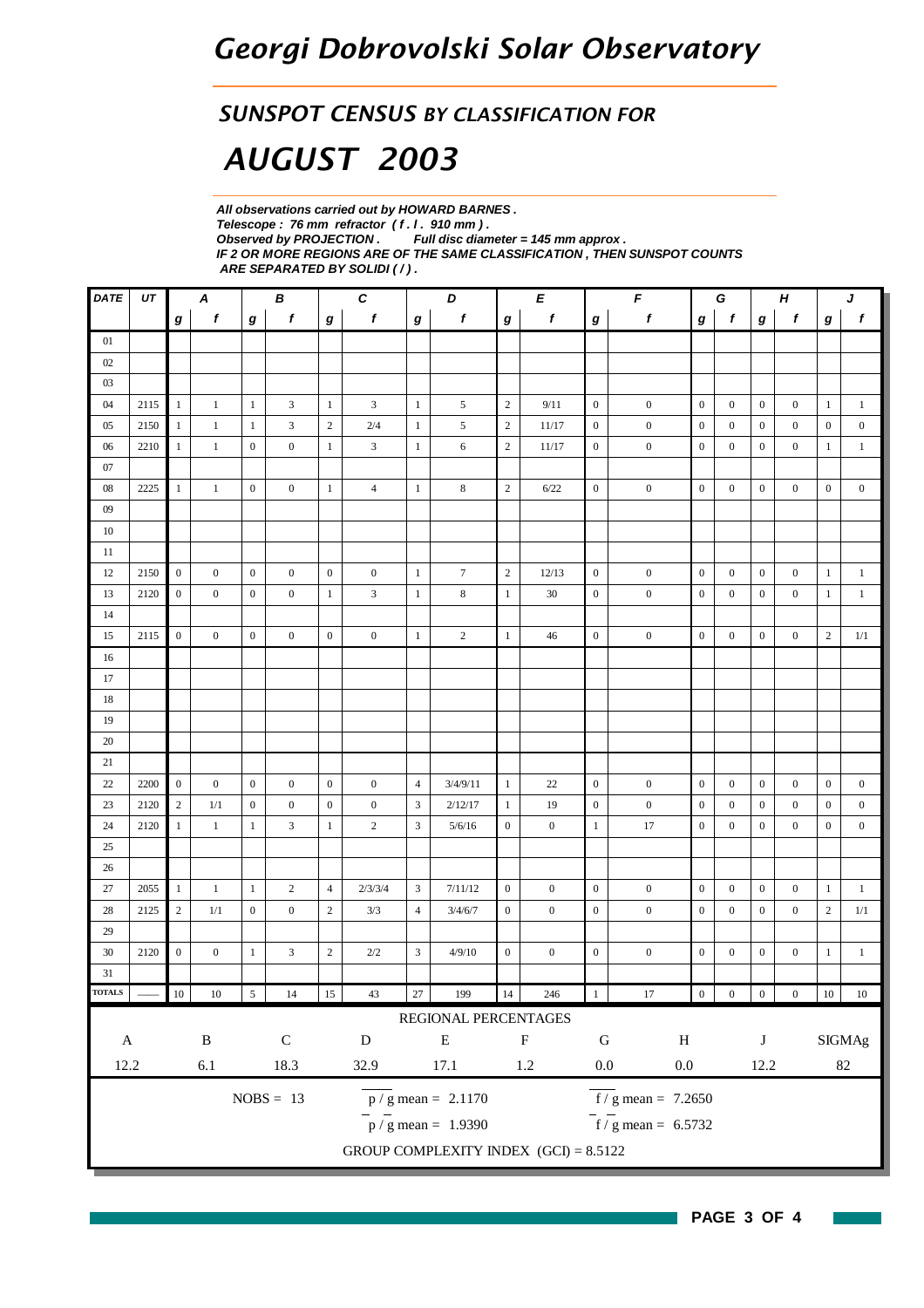# Georgi Dobrovolski Solar Observatory

## SUNSPOT CENSUS BY CLASSIFICATION FOR

# AUGUST 2003

***All observations carried out by HOWARD BARNES .***
***Telescope : 76 mm refractor ( f . l . 910 mm ) .***
***Observed by PROJECTION . Full disc diameter = 145 mm approx .***
***IF 2 OR MORE REGIONS ARE OF THE SAME CLASSIFICATION , THEN SUNSPOT COUNTS ARE SEPARATED BY SOLIDI ( / ) .***

| DATE | UT | A | | B | | C | | D | | E | | F | | G | | H | | J | |
|---|---|---|---|---|---|---|---|---|---|---|---|---|---|---|---|---|---|---|---|
| | | g | f | g | f | g | f | g | f | g | f | g | f | g | f | g | f | g | f |
| 01 | | | | | | | | | | | | | | | | | | | |
| 02 | | | | | | | | | | | | | | | | | | | |
| 03 | | | | | | | | | | | | | | | | | | | |
| 04 | 2115 | 1 | 1 | 1 | 3 | 1 | 3 | 1 | 5 | 2 | 9/11 | 0 | 0 | 0 | 0 | 0 | 0 | 1 | 1 |
| 05 | 2150 | 1 | 1 | 1 | 3 | 2 | 2/4 | 1 | 5 | 2 | 11/17 | 0 | 0 | 0 | 0 | 0 | 0 | 0 | 0 |
| 06 | 2210 | 1 | 1 | 0 | 0 | 1 | 3 | 1 | 6 | 2 | 11/17 | 0 | 0 | 0 | 0 | 0 | 0 | 1 | 1 |
| 07 | | | | | | | | | | | | | | | | | | | |
| 08 | 2225 | 1 | 1 | 0 | 0 | 1 | 4 | 1 | 8 | 2 | 6/22 | 0 | 0 | 0 | 0 | 0 | 0 | 0 | 0 |
| 09 | | | | | | | | | | | | | | | | | | | |
| 10 | | | | | | | | | | | | | | | | | | | |
| 11 | | | | | | | | | | | | | | | | | | | |
| 12 | 2150 | 0 | 0 | 0 | 0 | 0 | 0 | 1 | 7 | 2 | 12/13 | 0 | 0 | 0 | 0 | 0 | 0 | 1 | 1 |
| 13 | 2120 | 0 | 0 | 0 | 0 | 1 | 3 | 1 | 8 | 1 | 30 | 0 | 0 | 0 | 0 | 0 | 0 | 1 | 1 |
| 14 | | | | | | | | | | | | | | | | | | | |
| 15 | 2115 | 0 | 0 | 0 | 0 | 0 | 0 | 1 | 2 | 1 | 46 | 0 | 0 | 0 | 0 | 0 | 0 | 2 | 1/1 |
| 16 | | | | | | | | | | | | | | | | | | | |
| 17 | | | | | | | | | | | | | | | | | | | |
| 18 | | | | | | | | | | | | | | | | | | | |
| 19 | | | | | | | | | | | | | | | | | | | |
| 20 | | | | | | | | | | | | | | | | | | | |
| 21 | | | | | | | | | | | | | | | | | | | |
| 22 | 2200 | 0 | 0 | 0 | 0 | 0 | 0 | 4 | 3/4/9/11 | 1 | 22 | 0 | 0 | 0 | 0 | 0 | 0 | 0 | 0 |
| 23 | 2120 | 2 | 1/1 | 0 | 0 | 0 | 0 | 3 | 2/12/17 | 1 | 19 | 0 | 0 | 0 | 0 | 0 | 0 | 0 | 0 |
| 24 | 2120 | 1 | 1 | 1 | 3 | 1 | 2 | 3 | 5/6/16 | 0 | 0 | 1 | 17 | 0 | 0 | 0 | 0 | 0 | 0 |
| 25 | | | | | | | | | | | | | | | | | | | |
| 26 | | | | | | | | | | | | | | | | | | | |
| 27 | 2055 | 1 | 1 | 1 | 2 | 4 | 2/3/3/4 | 3 | 7/11/12 | 0 | 0 | 0 | 0 | 0 | 0 | 0 | 0 | 1 | 1 |
| 28 | 2125 | 2 | 1/1 | 0 | 0 | 2 | 3/3 | 4 | 3/4/6/7 | 0 | 0 | 0 | 0 | 0 | 0 | 0 | 0 | 2 | 1/1 |
| 29 | | | | | | | | | | | | | | | | | | | |
| 30 | 2120 | 0 | 0 | 1 | 3 | 2 | 2/2 | 3 | 4/9/10 | 0 | 0 | 0 | 0 | 0 | 0 | 0 | 0 | 1 | 1 |
| 31 | | | | | | | | | | | | | | | | | | | |
| TOTALS | —— | 10 | 10 | 5 | 14 | 15 | 43 | 27 | 199 | 14 | 246 | 1 | 17 | 0 | 0 | 0 | 0 | 10 | 10 |

REGIONAL PERCENTAGES

| A | B | C | D | E | F | G | H | J | SIGMAg |
|---|---|---|---|---|---|---|---|---|---|
| 12.2 | 6.1 | 18.3 | 32.9 | 17.1 | 1.2 | 0.0 | 0.0 | 12.2 | 82 |

NOBS = 13

p / g mean = 2.1170

f / g mean = 7.2650

$\bar{p}$ / $\bar{g}$ mean = 1.9390

$\bar{f}$ / $\bar{g}$ mean = 6.5732

GROUP COMPLEXITY INDEX (GCI) = 8.5122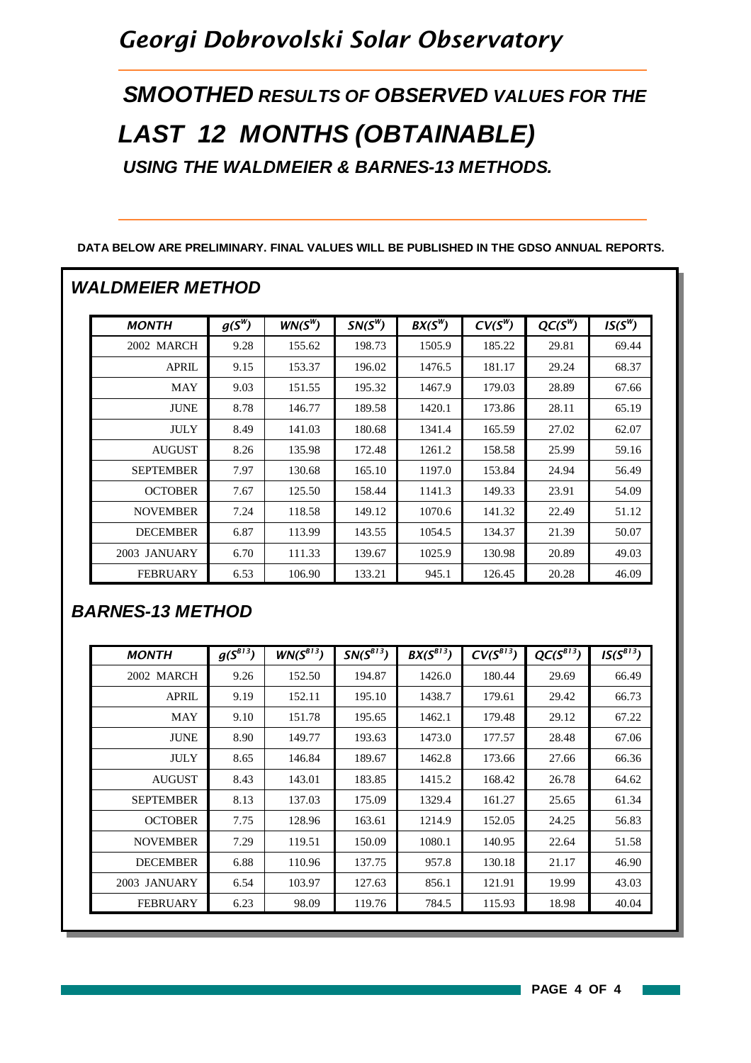# *Georgi Dobrovolski Solar Observatory*

## *SMOOTHED RESULTS OF OBSERVED VALUES FOR THE LAST 12 MONTHS (OBTAINABLE)*

### *USING THE WALDMEIER & BARNES-13 METHODS.*

**DATA BELOW ARE PRELIMINARY. FINAL VALUES WILL BE PUBLISHED IN THE GDSO ANNUAL REPORTS.**

## *WALDMEIER METHOD*

| *MONTH* | $g(S^W)$ | $WN(S^W)$ | $SN(S^W)$ | $BX(S^W)$ | $CV(S^W)$ | $QC(S^W)$ | $IS(S^W)$ |
|---|---|---|---|---|---|---|---|
| 2002 MARCH | 9.28 | 155.62 | 198.73 | 1505.9 | 185.22 | 29.81 | 69.44 |
| APRIL | 9.15 | 153.37 | 196.02 | 1476.5 | 181.17 | 29.24 | 68.37 |
| MAY | 9.03 | 151.55 | 195.32 | 1467.9 | 179.03 | 28.89 | 67.66 |
| JUNE | 8.78 | 146.77 | 189.58 | 1420.1 | 173.86 | 28.11 | 65.19 |
| JULY | 8.49 | 141.03 | 180.68 | 1341.4 | 165.59 | 27.02 | 62.07 |
| AUGUST | 8.26 | 135.98 | 172.48 | 1261.2 | 158.58 | 25.99 | 59.16 |
| SEPTEMBER | 7.97 | 130.68 | 165.10 | 1197.0 | 153.84 | 24.94 | 56.49 |
| OCTOBER | 7.67 | 125.50 | 158.44 | 1141.3 | 149.33 | 23.91 | 54.09 |
| NOVEMBER | 7.24 | 118.58 | 149.12 | 1070.6 | 141.32 | 22.49 | 51.12 |
| DECEMBER | 6.87 | 113.99 | 143.55 | 1054.5 | 134.37 | 21.39 | 50.07 |
| 2003 JANUARY | 6.70 | 111.33 | 139.67 | 1025.9 | 130.98 | 20.89 | 49.03 |
| FEBRUARY | 6.53 | 106.90 | 133.21 | 945.1 | 126.45 | 20.28 | 46.09 |

## *BARNES-13 METHOD*

| *MONTH* | $g(S^{B13})$ | $WN(S^{B13})$ | $SN(S^{B13})$ | $BX(S^{B13})$ | $CV(S^{B13})$ | $QC(S^{B13})$ | $IS(S^{B13})$ |
|---|---|---|---|---|---|---|---|
| 2002 MARCH | 9.26 | 152.50 | 194.87 | 1426.0 | 180.44 | 29.69 | 66.49 |
| APRIL | 9.19 | 152.11 | 195.10 | 1438.7 | 179.61 | 29.42 | 66.73 |
| MAY | 9.10 | 151.78 | 195.65 | 1462.1 | 179.48 | 29.12 | 67.22 |
| JUNE | 8.90 | 149.77 | 193.63 | 1473.0 | 177.57 | 28.48 | 67.06 |
| JULY | 8.65 | 146.84 | 189.67 | 1462.8 | 173.66 | 27.66 | 66.36 |
| AUGUST | 8.43 | 143.01 | 183.85 | 1415.2 | 168.42 | 26.78 | 64.62 |
| SEPTEMBER | 8.13 | 137.03 | 175.09 | 1329.4 | 161.27 | 25.65 | 61.34 |
| OCTOBER | 7.75 | 128.96 | 163.61 | 1214.9 | 152.05 | 24.25 | 56.83 |
| NOVEMBER | 7.29 | 119.51 | 150.09 | 1080.1 | 140.95 | 22.64 | 51.58 |
| DECEMBER | 6.88 | 110.96 | 137.75 | 957.8 | 130.18 | 21.17 | 46.90 |
| 2003 JANUARY | 6.54 | 103.97 | 127.63 | 856.1 | 121.91 | 19.99 | 43.03 |
| FEBRUARY | 6.23 | 98.09 | 119.76 | 784.5 | 115.93 | 18.98 | 40.04 |